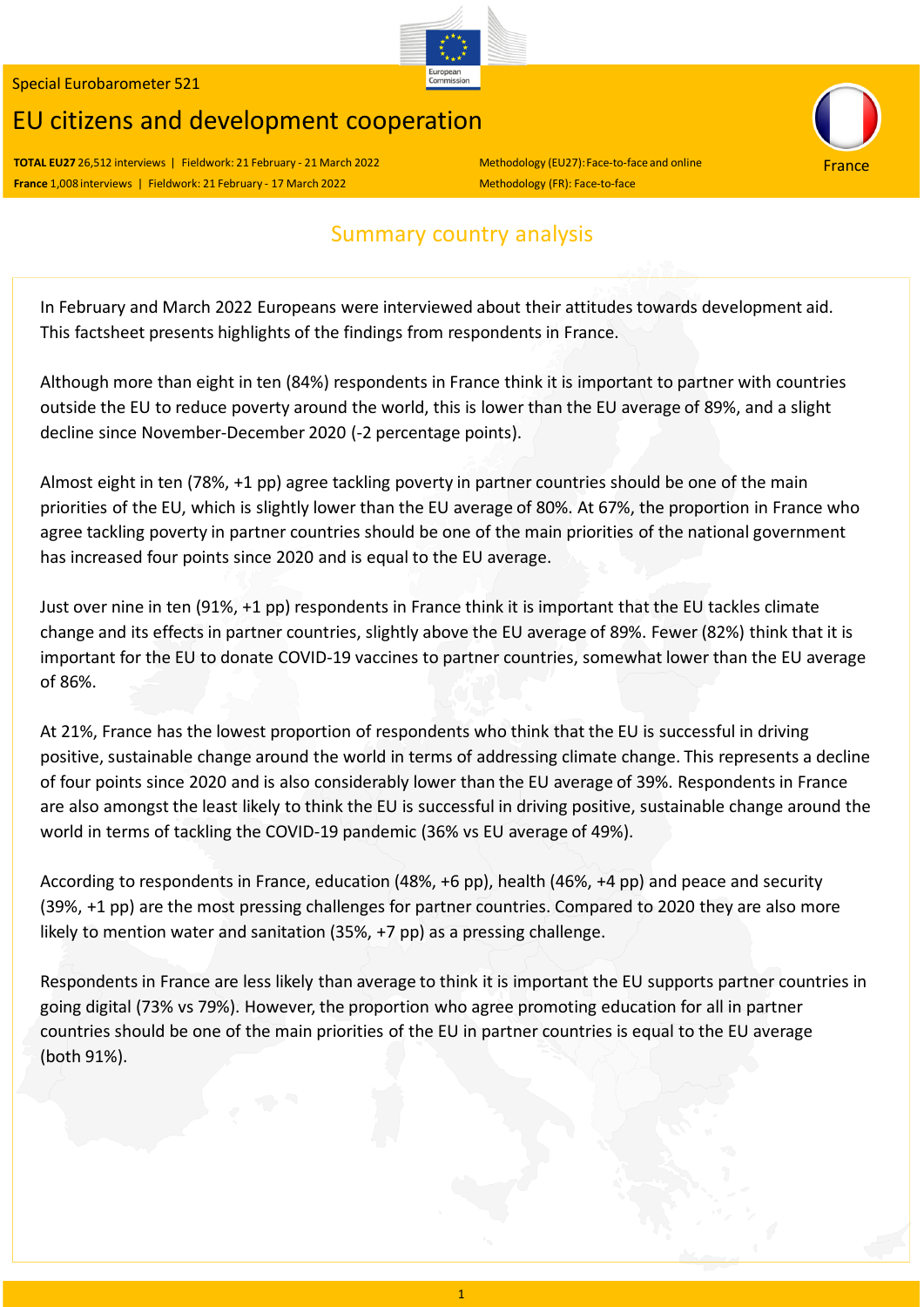Special Eurobarometer 521

# EU citizens and development cooperation

**TOTAL EU27** 26,512 interviews | Fieldwork: 21 February - 21 March 2022

**France** 1,008 interviews | Fieldwork: 21 February - 17 March 2022

Methodology (EU27): Face-to-face and online

Methodology (FR): Face-to-face

France

## Summary country analysis

In February and March 2022 Europeans were interviewed about their attitudes towards development aid. This factsheet presents highlights of the findings from respondents in France.

Although more than eight in ten (84%) respondents in France think it is important to partner with countries outside the EU to reduce poverty around the world, this is lower than the EU average of 89%, and a slight decline since November-December 2020 (-2 percentage points).

Almost eight in ten (78%, +1 pp) agree tackling poverty in partner countries should be one of the main priorities of the EU, which is slightly lower than the EU average of 80%. At 67%, the proportion in France who agree tackling poverty in partner countries should be one of the main priorities of the national government has increased four points since 2020 and is equal to the EU average.

Just over nine in ten (91%, +1 pp) respondents in France think it is important that the EU tackles climate change and its effects in partner countries, slightly above the EU average of 89%. Fewer (82%) think that it is important for the EU to donate COVID-19 vaccines to partner countries, somewhat lower than the EU average of 86%.

At 21%, France has the lowest proportion of respondents who think that the EU is successful in driving positive, sustainable change around the world in terms of addressing climate change. This represents a decline of four points since 2020 and is also considerably lower than the EU average of 39%. Respondents in France are also amongst the least likely to think the EU is successful in driving positive, sustainable change around the world in terms of tackling the COVID-19 pandemic (36% vs EU average of 49%).

According to respondents in France, education (48%, +6 pp), health (46%, +4 pp) and peace and security (39%, +1 pp) are the most pressing challenges for partner countries. Compared to 2020 they are also more likely to mention water and sanitation (35%, +7 pp) as a pressing challenge.

Respondents in France are less likely than average to think it is important the EU supports partner countries in going digital (73% vs 79%). However, the proportion who agree promoting education for all in partner countries should be one of the main priorities of the EU in partner countries is equal to the EU average (both 91%).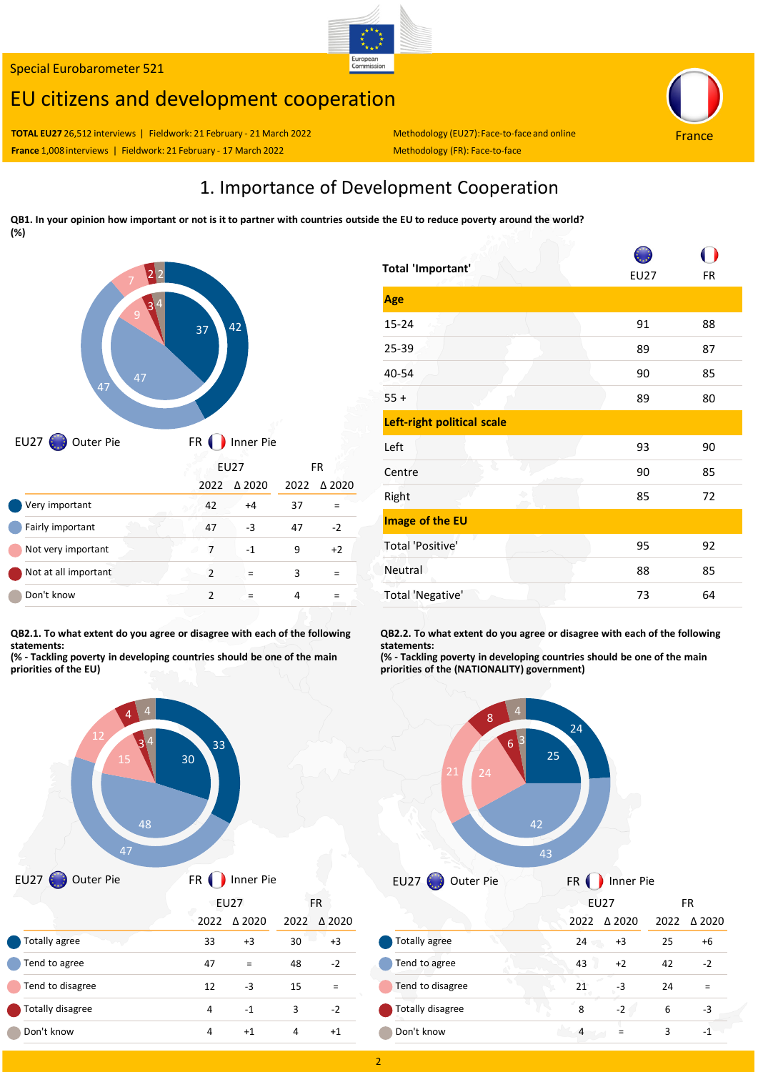Special Eurobarometer 521

# EU citizens and development cooperation

**TOTAL EU27** 26,512 interviews | Fieldwork: 21 February - 21 March 2022 | Methodology (EU27): Face-to-face and online

**France** 1,008 interviews | Fieldwork: 21 February - 17 March 2022 | Methodology (FR): Face-to-face

France

## 1. Importance of Development Cooperation

**QB1. In your opinion how important or not is it to partner with countries outside the EU to reduce poverty around the world? (%)**

EU27 Outer Pie — FR Inner Pie

| | EU27 2022 | EU27 Δ 2020 | FR 2022 | FR Δ 2020 |
|---|---|---|---|---|
| Very important | 42 | +4 | 37 | = |
| Fairly important | 47 | -3 | 47 | -2 |
| Not very important | 7 | -1 | 9 | +2 |
| Not at all important | 2 | = | 3 | = |
| Don't know | 2 | = | 4 | = |

| Total 'Important' | EU27 | FR |
|---|---|---|
| **Age** | | |
| 15-24 | 91 | 88 |
| 25-39 | 89 | 87 |
| 40-54 | 90 | 85 |
| 55 + | 89 | 80 |
| **Left-right political scale** | | |
| Left | 93 | 90 |
| Centre | 90 | 85 |
| Right | 85 | 72 |
| **Image of the EU** | | |
| Total 'Positive' | 95 | 92 |
| Neutral | 88 | 85 |
| Total 'Negative' | 73 | 64 |

**QB2.1. To what extent do you agree or disagree with each of the following statements:**
**(% - Tackling poverty in developing countries should be one of the main priorities of the EU)**

EU27 Outer Pie — FR Inner Pie

| | EU27 2022 | EU27 Δ 2020 | FR 2022 | FR Δ 2020 |
|---|---|---|---|---|
| Totally agree | 33 | +3 | 30 | +3 |
| Tend to agree | 47 | = | 48 | -2 |
| Tend to disagree | 12 | -3 | 15 | = |
| Totally disagree | 4 | -1 | 3 | -2 |
| Don't know | 4 | +1 | 4 | +1 |

**QB2.2. To what extent do you agree or disagree with each of the following statements:**
**(% - Tackling poverty in developing countries should be one of the main priorities of the (NATIONALITY) government)**

EU27 Outer Pie — FR Inner Pie

| | EU27 2022 | EU27 Δ 2020 | FR 2022 | FR Δ 2020 |
|---|---|---|---|---|
| Totally agree | 24 | +3 | 25 | +6 |
| Tend to agree | 43 | +2 | 42 | -2 |
| Tend to disagree | 21 | -3 | 24 | = |
| Totally disagree | 8 | -2 | 6 | -3 |
| Don't know | 4 | = | 3 | -1 |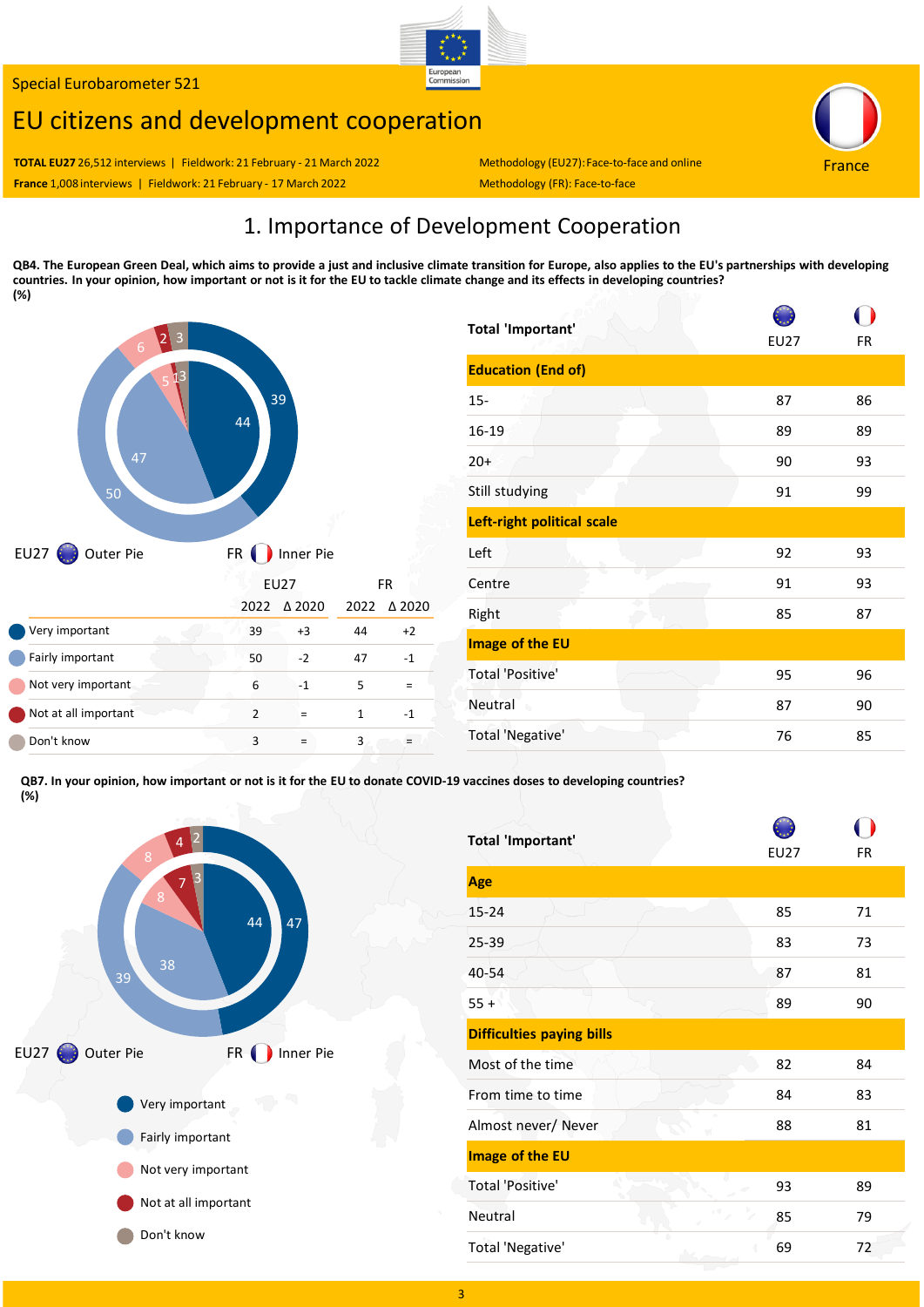Special Eurobarometer 521

# EU citizens and development cooperation

**TOTAL EU27** 26,512 interviews | Fieldwork: 21 February - 21 March 2022 | Methodology (EU27): Face-to-face and online

**France** 1,008 interviews | Fieldwork: 21 February - 17 March 2022 | Methodology (FR): Face-to-face

France

## 1. Importance of Development Cooperation

**QB4. The European Green Deal, which aims to provide a just and inclusive climate transition for Europe, also applies to the EU's partnerships with developing countries. In your opinion, how important or not is it for the EU to tackle climate change and its effects in developing countries? (%)**

EU27 Outer Pie | FR Inner Pie

| | EU27 2022 | EU27 Δ 2020 | FR 2022 | FR Δ 2020 |
|---|---|---|---|---|
| Very important | 39 | +3 | 44 | +2 |
| Fairly important | 50 | -2 | 47 | -1 |
| Not very important | 6 | -1 | 5 | = |
| Not at all important | 2 | = | 1 | -1 |
| Don't know | 3 | = | 3 | = |

| Total 'Important' | EU27 | FR |
|---|---|---|
| **Education (End of)** | | |
| 15- | 87 | 86 |
| 16-19 | 89 | 89 |
| 20+ | 90 | 93 |
| Still studying | 91 | 99 |
| **Left-right political scale** | | |
| Left | 92 | 93 |
| Centre | 91 | 93 |
| Right | 85 | 87 |
| **Image of the EU** | | |
| Total 'Positive' | 95 | 96 |
| Neutral | 87 | 90 |
| Total 'Negative' | 76 | 85 |

**QB7. In your opinion, how important or not is it for the EU to donate COVID-19 vaccines doses to developing countries? (%)**

EU27 Outer Pie | FR Inner Pie

| | EU27 | FR |
|---|---|---|
| Very important | 47 | 44 |
| Fairly important | 39 | 38 |
| Not very important | 8 | 8 |
| Not at all important | 4 | 7 |
| Don't know | 2 | 3 |

| Total 'Important' | EU27 | FR |
|---|---|---|
| **Age** | | |
| 15-24 | 85 | 71 |
| 25-39 | 83 | 73 |
| 40-54 | 87 | 81 |
| 55 + | 89 | 90 |
| **Difficulties paying bills** | | |
| Most of the time | 82 | 84 |
| From time to time | 84 | 83 |
| Almost never/ Never | 88 | 81 |
| **Image of the EU** | | |
| Total 'Positive' | 93 | 89 |
| Neutral | 85 | 79 |
| Total 'Negative' | 69 | 72 |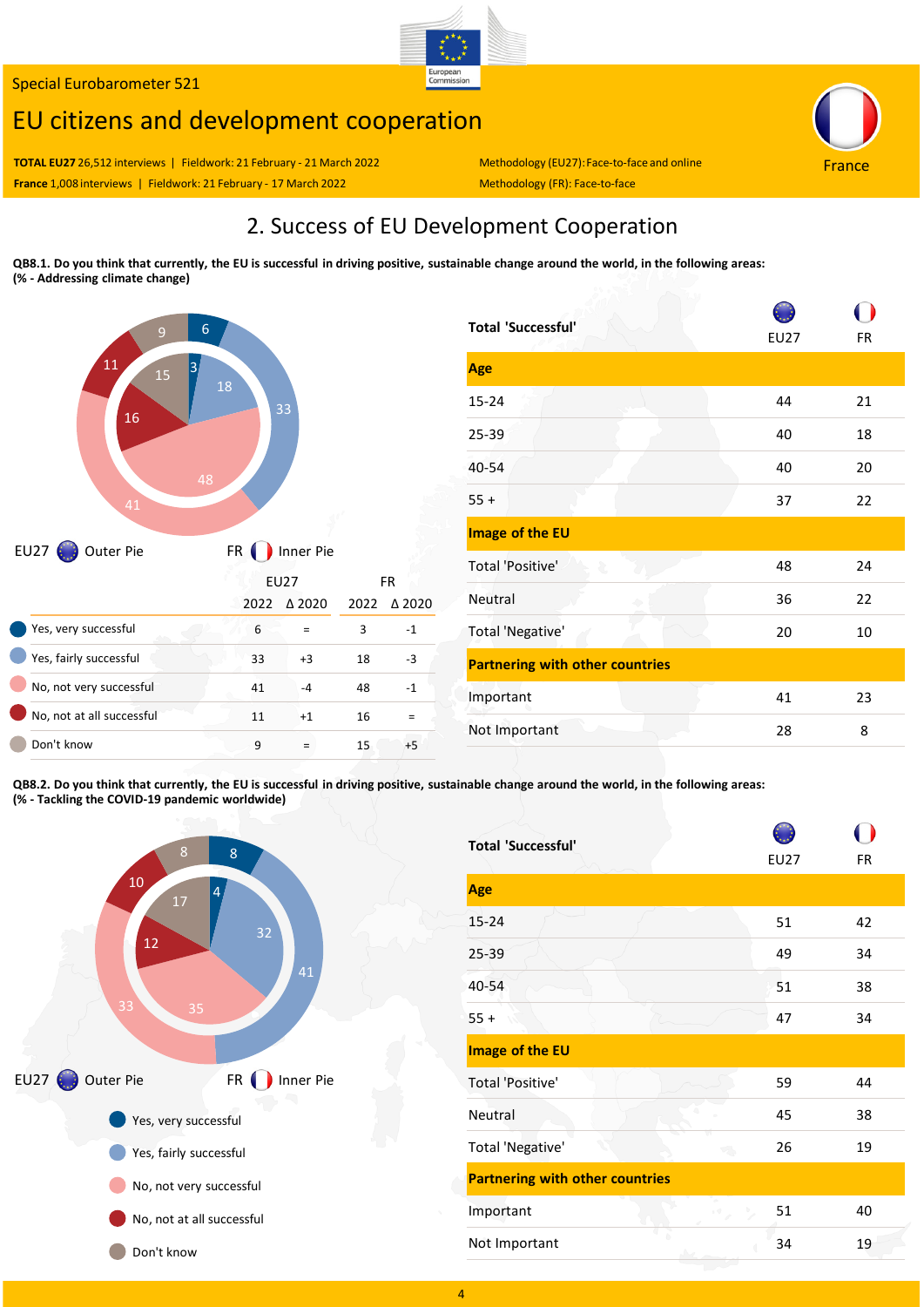Special Eurobarometer 521

# EU citizens and development cooperation

**TOTAL EU27** 26,512 interviews | Fieldwork: 21 February - 21 March 2022 | Methodology (EU27): Face-to-face and online

**France** 1,008 interviews | Fieldwork: 21 February - 17 March 2022 | Methodology (FR): Face-to-face

France

## 2. Success of EU Development Cooperation

**QB8.1. Do you think that currently, the EU is successful in driving positive, sustainable change around the world, in the following areas: (% - Addressing climate change)**

EU27 Outer Pie | FR Inner Pie

| | EU27 2022 | EU27 Δ 2020 | FR 2022 | FR Δ 2020 |
|---|---|---|---|---|
| Yes, very successful | 6 | = | 3 | -1 |
| Yes, fairly successful | 33 | +3 | 18 | -3 |
| No, not very successful | 41 | -4 | 48 | -1 |
| No, not at all successful | 11 | +1 | 16 | = |
| Don't know | 9 | = | 15 | +5 |

| Total 'Successful' | EU27 | FR |
|---|---|---|
| **Age** | | |
| 15-24 | 44 | 21 |
| 25-39 | 40 | 18 |
| 40-54 | 40 | 20 |
| 55 + | 37 | 22 |
| **Image of the EU** | | |
| Total 'Positive' | 48 | 24 |
| Neutral | 36 | 22 |
| Total 'Negative' | 20 | 10 |
| **Partnering with other countries** | | |
| Important | 41 | 23 |
| Not Important | 28 | 8 |

**QB8.2. Do you think that currently, the EU is successful in driving positive, sustainable change around the world, in the following areas: (% - Tackling the COVID-19 pandemic worldwide)**

EU27 Outer Pie | FR Inner Pie

| | EU27 | FR |
|---|---|---|
| Yes, very successful | 8 | 4 |
| Yes, fairly successful | 41 | 32 |
| No, not very successful | 33 | 35 |
| No, not at all successful | 10 | 12 |
| Don't know | 8 | 17 |

| Total 'Successful' | EU27 | FR |
|---|---|---|
| **Age** | | |
| 15-24 | 51 | 42 |
| 25-39 | 49 | 34 |
| 40-54 | 51 | 38 |
| 55 + | 47 | 34 |
| **Image of the EU** | | |
| Total 'Positive' | 59 | 44 |
| Neutral | 45 | 38 |
| Total 'Negative' | 26 | 19 |
| **Partnering with other countries** | | |
| Important | 51 | 40 |
| Not Important | 34 | 19 |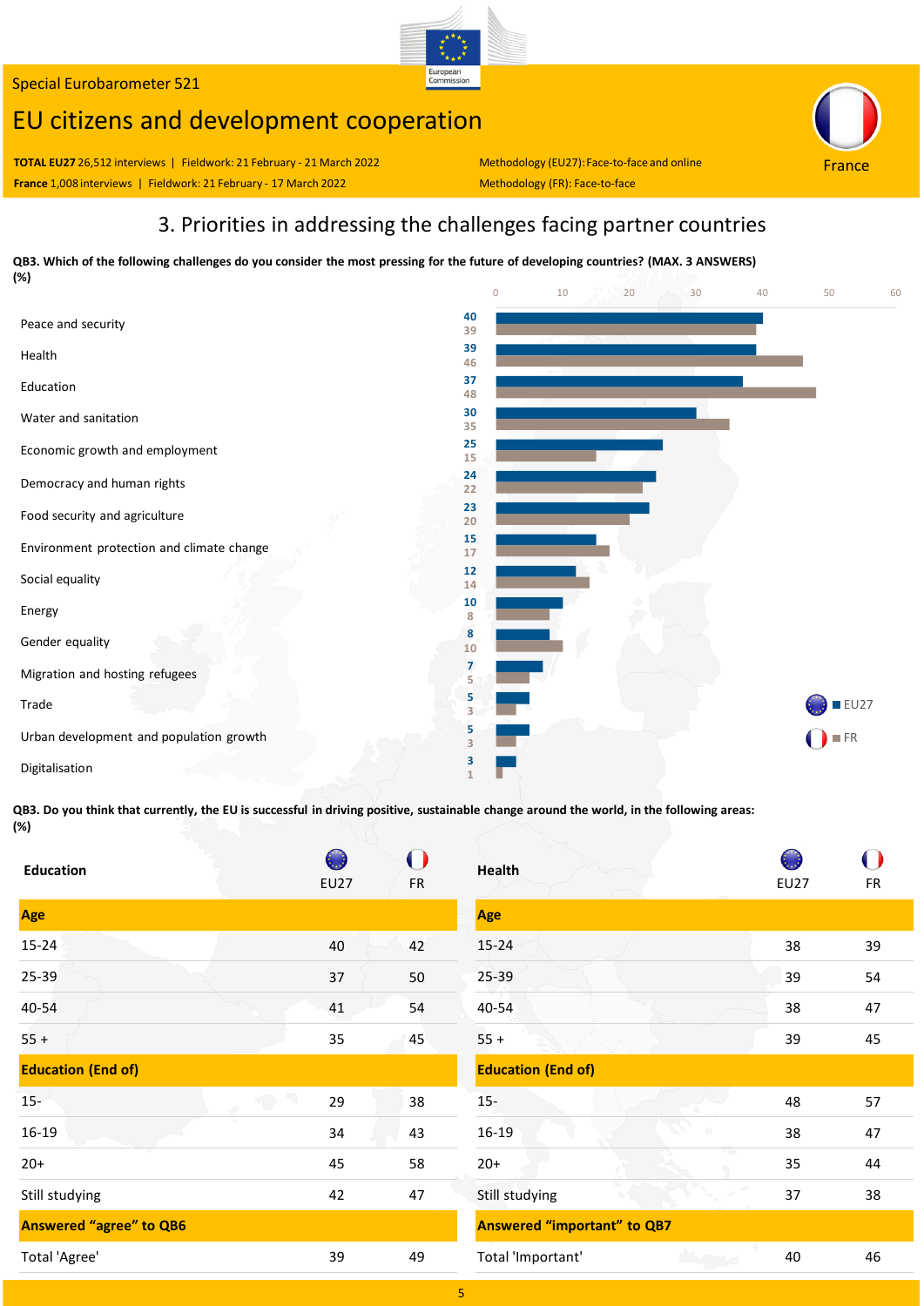Special Eurobarometer 521

# EU citizens and development cooperation

**TOTAL EU27** 26,512 interviews | Fieldwork: 21 February - 21 March 2022 | Methodology (EU27): Face-to-face and online

**France** 1,008 interviews | Fieldwork: 21 February - 17 March 2022 | Methodology (FR): Face-to-face

France

## 3. Priorities in addressing the challenges facing partner countries

**QB3. Which of the following challenges do you consider the most pressing for the future of developing countries? (MAX. 3 ANSWERS) (%)**

| Challenge | EU27 | FR |
|---|---|---|
| Peace and security | 40 | 39 |
| Health | 39 | 46 |
| Education | 37 | 48 |
| Water and sanitation | 30 | 35 |
| Economic growth and employment | 25 | 15 |
| Democracy and human rights | 24 | 22 |
| Food security and agriculture | 23 | 20 |
| Environment protection and climate change | 15 | 17 |
| Social equality | 12 | 14 |
| Energy | 10 | 8 |
| Gender equality | 8 | 10 |
| Migration and hosting refugees | 7 | 5 |
| Trade | 5 | 3 |
| Urban development and population growth | 5 | 3 |
| Digitalisation | 3 | 1 |

**QB3. Do you think that currently, the EU is successful in driving positive, sustainable change around the world, in the following areas: (%)**

| Education | EU27 | FR |
|---|---|---|
| **Age** | | |
| 15-24 | 40 | 42 |
| 25-39 | 37 | 50 |
| 40-54 | 41 | 54 |
| 55 + | 35 | 45 |
| **Education (End of)** | | |
| 15- | 29 | 38 |
| 16-19 | 34 | 43 |
| 20+ | 45 | 58 |
| Still studying | 42 | 47 |
| **Answered "agree" to QB6** | | |
| Total 'Agree' | 39 | 49 |

| Health | EU27 | FR |
|---|---|---|
| **Age** | | |
| 15-24 | 38 | 39 |
| 25-39 | 39 | 54 |
| 40-54 | 38 | 47 |
| 55 + | 39 | 45 |
| **Education (End of)** | | |
| 15- | 48 | 57 |
| 16-19 | 38 | 47 |
| 20+ | 35 | 44 |
| Still studying | 37 | 38 |
| **Answered "important" to QB7** | | |
| Total 'Important' | 40 | 46 |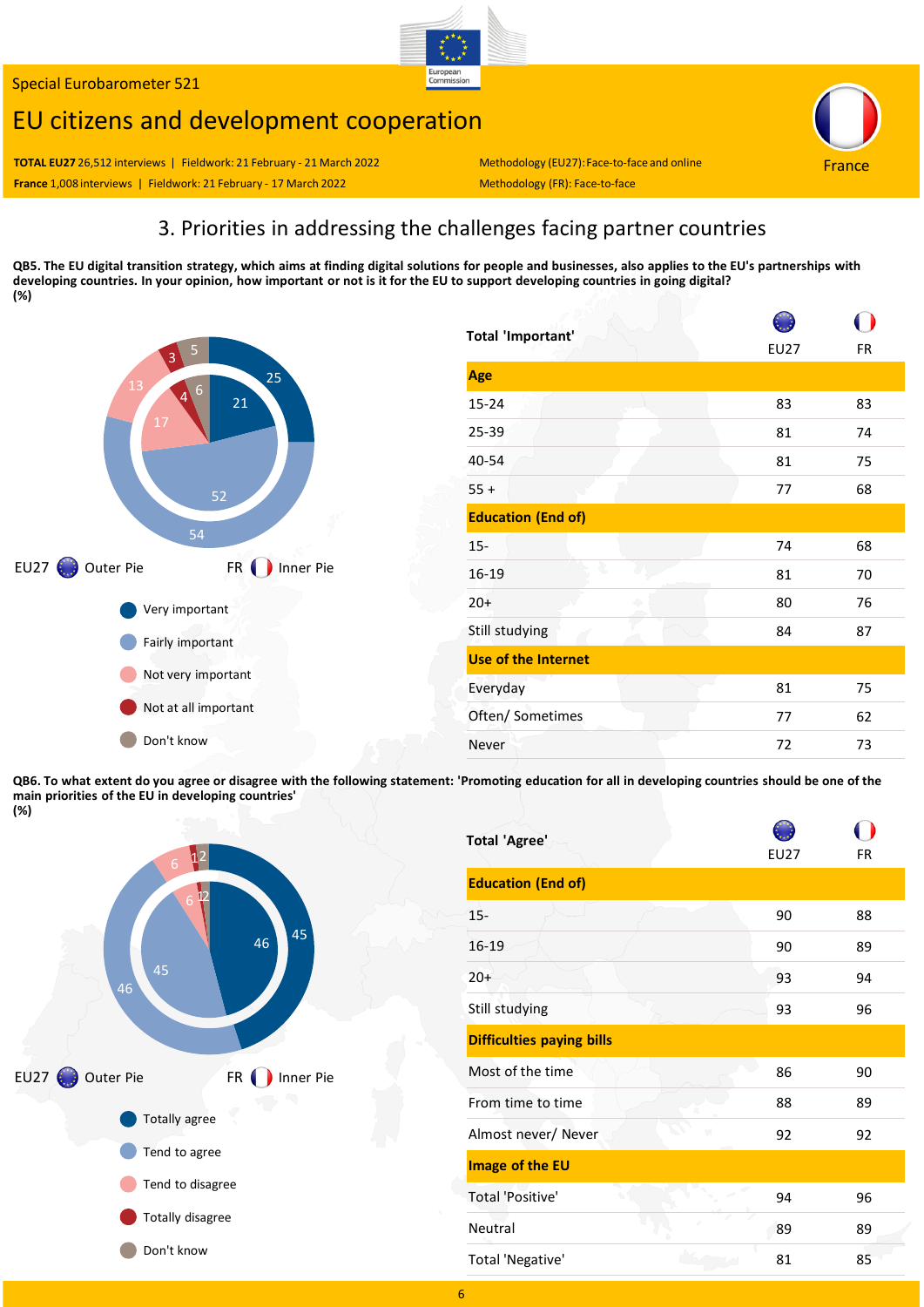Special Eurobarometer 521

# EU citizens and development cooperation

**TOTAL EU27** 26,512 interviews | Fieldwork: 21 February - 21 March 2022
**France** 1,008 interviews | Fieldwork: 21 February - 17 March 2022

Methodology (EU27): Face-to-face and online
Methodology (FR): Face-to-face

France

## 3. Priorities in addressing the challenges facing partner countries

**QB5. The EU digital transition strategy, which aims at finding digital solutions for people and businesses, also applies to the EU's partnerships with developing countries. In your opinion, how important or not is it for the EU to support developing countries in going digital?**
**(%)**

EU27 Outer Pie    FR Inner Pie

25
54
13
3
5
21
52
17
4
6

Very important
Fairly important
Not very important
Not at all important
Don't know

| Total 'Important' | EU27 | FR |
|---|---|---|
| **Age** | | |
| 15-24 | 83 | 83 |
| 25-39 | 81 | 74 |
| 40-54 | 81 | 75 |
| 55 + | 77 | 68 |
| **Education (End of)** | | |
| 15- | 74 | 68 |
| 16-19 | 81 | 70 |
| 20+ | 80 | 76 |
| Still studying | 84 | 87 |
| **Use of the Internet** | | |
| Everyday | 81 | 75 |
| Often/ Sometimes | 77 | 62 |
| Never | 72 | 73 |

**QB6. To what extent do you agree or disagree with the following statement: 'Promoting education for all in developing countries should be one of the main priorities of the EU in developing countries'**
**(%)**

EU27 Outer Pie    FR Inner Pie

45
46
6
1
2
46
45
6
1
2

Totally agree
Tend to agree
Tend to disagree
Totally disagree
Don't know

| Total 'Agree' | EU27 | FR |
|---|---|---|
| **Education (End of)** | | |
| 15- | 90 | 88 |
| 16-19 | 90 | 89 |
| 20+ | 93 | 94 |
| Still studying | 93 | 96 |
| **Difficulties paying bills** | | |
| Most of the time | 86 | 90 |
| From time to time | 88 | 89 |
| Almost never/ Never | 92 | 92 |
| **Image of the EU** | | |
| Total 'Positive' | 94 | 96 |
| Neutral | 89 | 89 |
| Total 'Negative' | 81 | 85 |